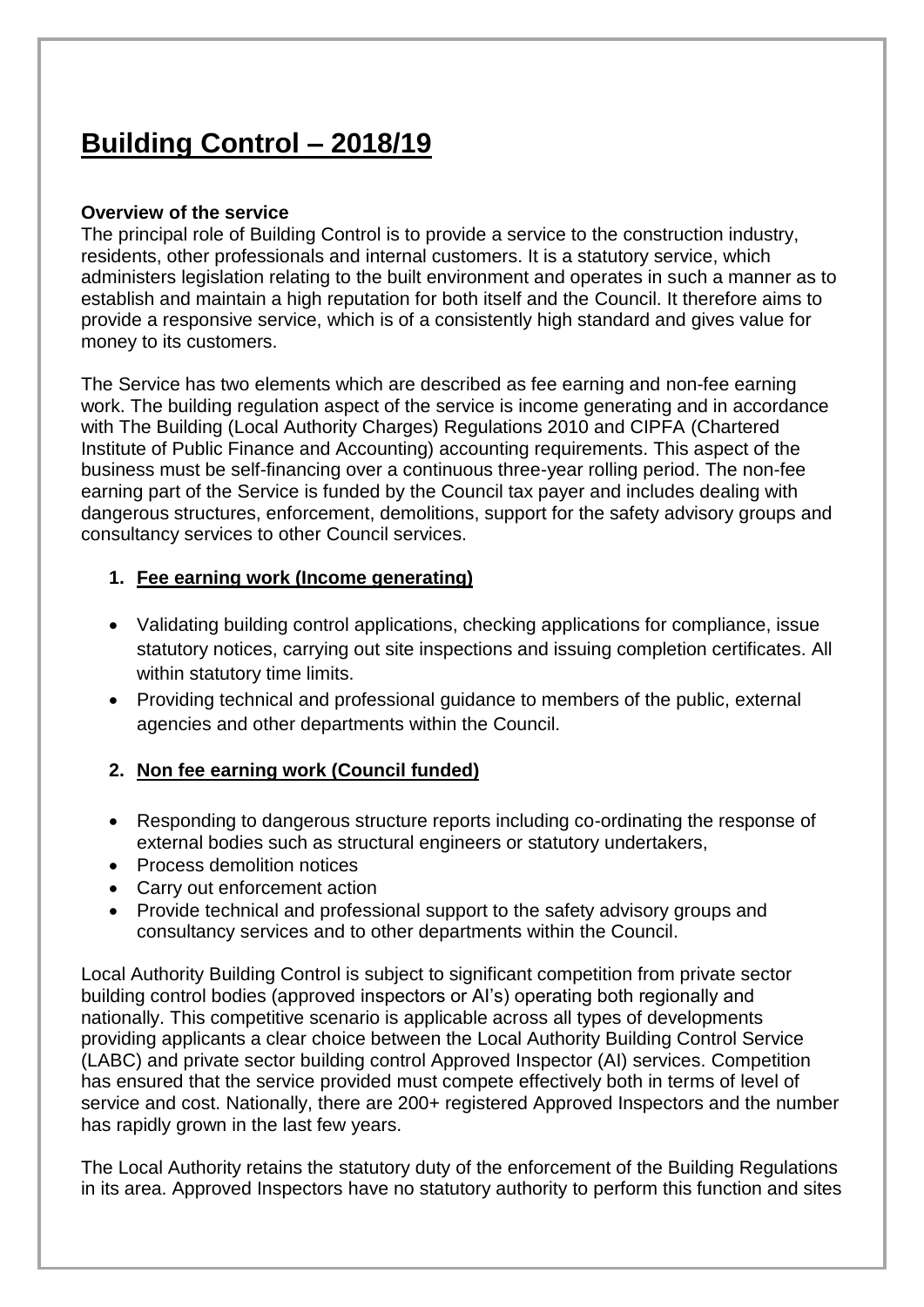# Building Control – 2018/19

**Overview of the service**

The principal role of Building Control is to provide a service to the construction industry, residents, other professionals and internal customers. It is a statutory service, which administers legislation relating to the built environment and operates in such a manner as to establish and maintain a high reputation for both itself and the Council. It therefore aims to provide a responsive service, which is of a consistently high standard and gives value for money to its customers.

The Service has two elements which are described as fee earning and non-fee earning work. The building regulation aspect of the service is income generating and in accordance with The Building (Local Authority Charges) Regulations 2010 and CIPFA (Chartered Institute of Public Finance and Accounting) accounting requirements. This aspect of the business must be self-financing over a continuous three-year rolling period. The non-fee earning part of the Service is funded by the Council tax payer and includes dealing with dangerous structures, enforcement, demolitions, support for the safety advisory groups and consultancy services to other Council services.

1. **Fee earning work (Income generating)**

- Validating building control applications, checking applications for compliance, issue statutory notices, carrying out site inspections and issuing completion certificates. All within statutory time limits.
- Providing technical and professional guidance to members of the public, external agencies and other departments within the Council.

2. **Non fee earning work (Council funded)**

- Responding to dangerous structure reports including co-ordinating the response of external bodies such as structural engineers or statutory undertakers,
- Process demolition notices
- Carry out enforcement action
- Provide technical and professional support to the safety advisory groups and consultancy services and to other departments within the Council.

Local Authority Building Control is subject to significant competition from private sector building control bodies (approved inspectors or AI's) operating both regionally and nationally. This competitive scenario is applicable across all types of developments providing applicants a clear choice between the Local Authority Building Control Service (LABC) and private sector building control Approved Inspector (AI) services. Competition has ensured that the service provided must compete effectively both in terms of level of service and cost. Nationally, there are 200+ registered Approved Inspectors and the number has rapidly grown in the last few years.

The Local Authority retains the statutory duty of the enforcement of the Building Regulations in its area. Approved Inspectors have no statutory authority to perform this function and sites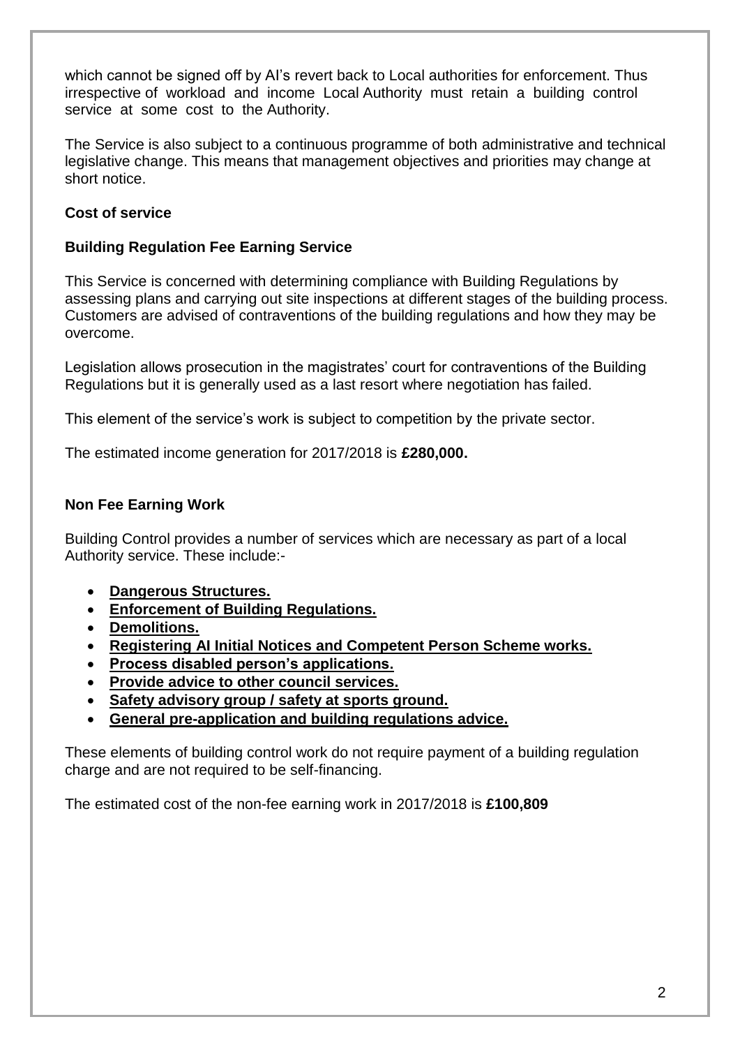which cannot be signed off by AI's revert back to Local authorities for enforcement. Thus irrespective of workload and income Local Authority must retain a building control service at some cost to the Authority.

The Service is also subject to a continuous programme of both administrative and technical legislative change. This means that management objectives and priorities may change at short notice.

**Cost of service**

**Building Regulation Fee Earning Service**

This Service is concerned with determining compliance with Building Regulations by assessing plans and carrying out site inspections at different stages of the building process. Customers are advised of contraventions of the building regulations and how they may be overcome.

Legislation allows prosecution in the magistrates' court for contraventions of the Building Regulations but it is generally used as a last resort where negotiation has failed.

This element of the service's work is subject to competition by the private sector.

The estimated income generation for 2017/2018 is **£280,000.**

**Non Fee Earning Work**

Building Control provides a number of services which are necessary as part of a local Authority service. These include:-

- **Dangerous Structures.**
- **Enforcement of Building Regulations.**
- **Demolitions.**
- **Registering AI Initial Notices and Competent Person Scheme works.**
- **Process disabled person's applications.**
- **Provide advice to other council services.**
- **Safety advisory group / safety at sports ground.**
- **General pre-application and building regulations advice.**

These elements of building control work do not require payment of a building regulation charge and are not required to be self-financing.

The estimated cost of the non-fee earning work in 2017/2018 is **£100,809**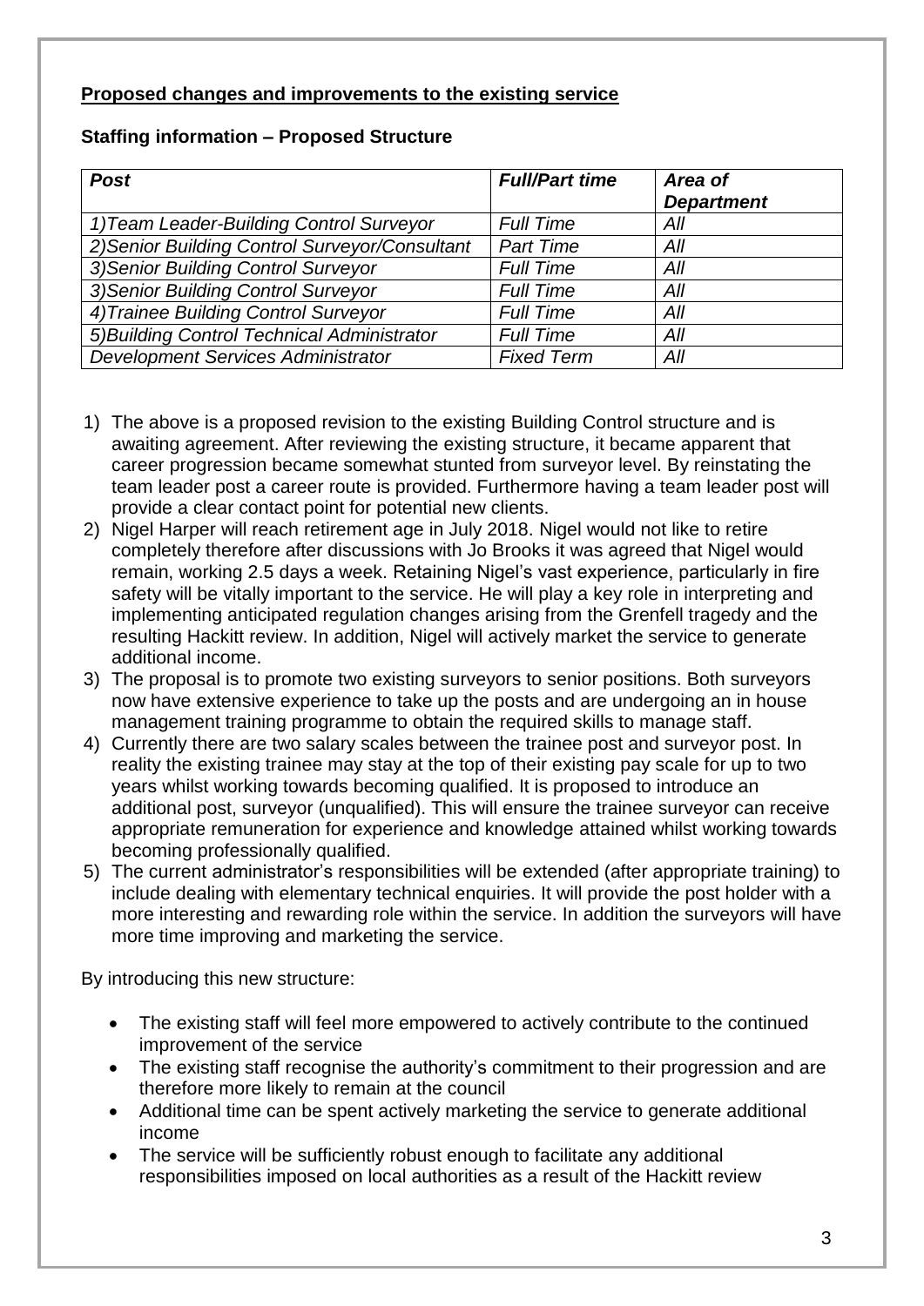**<u>Proposed changes and improvements to the existing service</u>**

**Staffing information – Proposed Structure**

| *Post* | *Full/Part time* | *Area of Department* |
|---|---|---|
| *1)Team Leader-Building Control Surveyor* | *Full Time* | *All* |
| *2)Senior Building Control Surveyor/Consultant* | *Part Time* | *All* |
| *3)Senior Building Control Surveyor* | *Full Time* | *All* |
| *3)Senior Building Control Surveyor* | *Full Time* | *All* |
| *4)Trainee Building Control Surveyor* | *Full Time* | *All* |
| *5)Building Control Technical Administrator* | *Full Time* | *All* |
| *Development Services Administrator* | *Fixed Term* | *All* |

1) The above is a proposed revision to the existing Building Control structure and is awaiting agreement. After reviewing the existing structure, it became apparent that career progression became somewhat stunted from surveyor level. By reinstating the team leader post a career route is provided. Furthermore having a team leader post will provide a clear contact point for potential new clients.
2) Nigel Harper will reach retirement age in July 2018. Nigel would not like to retire completely therefore after discussions with Jo Brooks it was agreed that Nigel would remain, working 2.5 days a week. Retaining Nigel's vast experience, particularly in fire safety will be vitally important to the service. He will play a key role in interpreting and implementing anticipated regulation changes arising from the Grenfell tragedy and the resulting Hackitt review. In addition, Nigel will actively market the service to generate additional income.
3) The proposal is to promote two existing surveyors to senior positions. Both surveyors now have extensive experience to take up the posts and are undergoing an in house management training programme to obtain the required skills to manage staff.
4) Currently there are two salary scales between the trainee post and surveyor post. In reality the existing trainee may stay at the top of their existing pay scale for up to two years whilst working towards becoming qualified. It is proposed to introduce an additional post, surveyor (unqualified). This will ensure the trainee surveyor can receive appropriate remuneration for experience and knowledge attained whilst working towards becoming professionally qualified.
5) The current administrator's responsibilities will be extended (after appropriate training) to include dealing with elementary technical enquiries. It will provide the post holder with a more interesting and rewarding role within the service. In addition the surveyors will have more time improving and marketing the service.

By introducing this new structure:

- The existing staff will feel more empowered to actively contribute to the continued improvement of the service
- The existing staff recognise the authority's commitment to their progression and are therefore more likely to remain at the council
- Additional time can be spent actively marketing the service to generate additional income
- The service will be sufficiently robust enough to facilitate any additional responsibilities imposed on local authorities as a result of the Hackitt review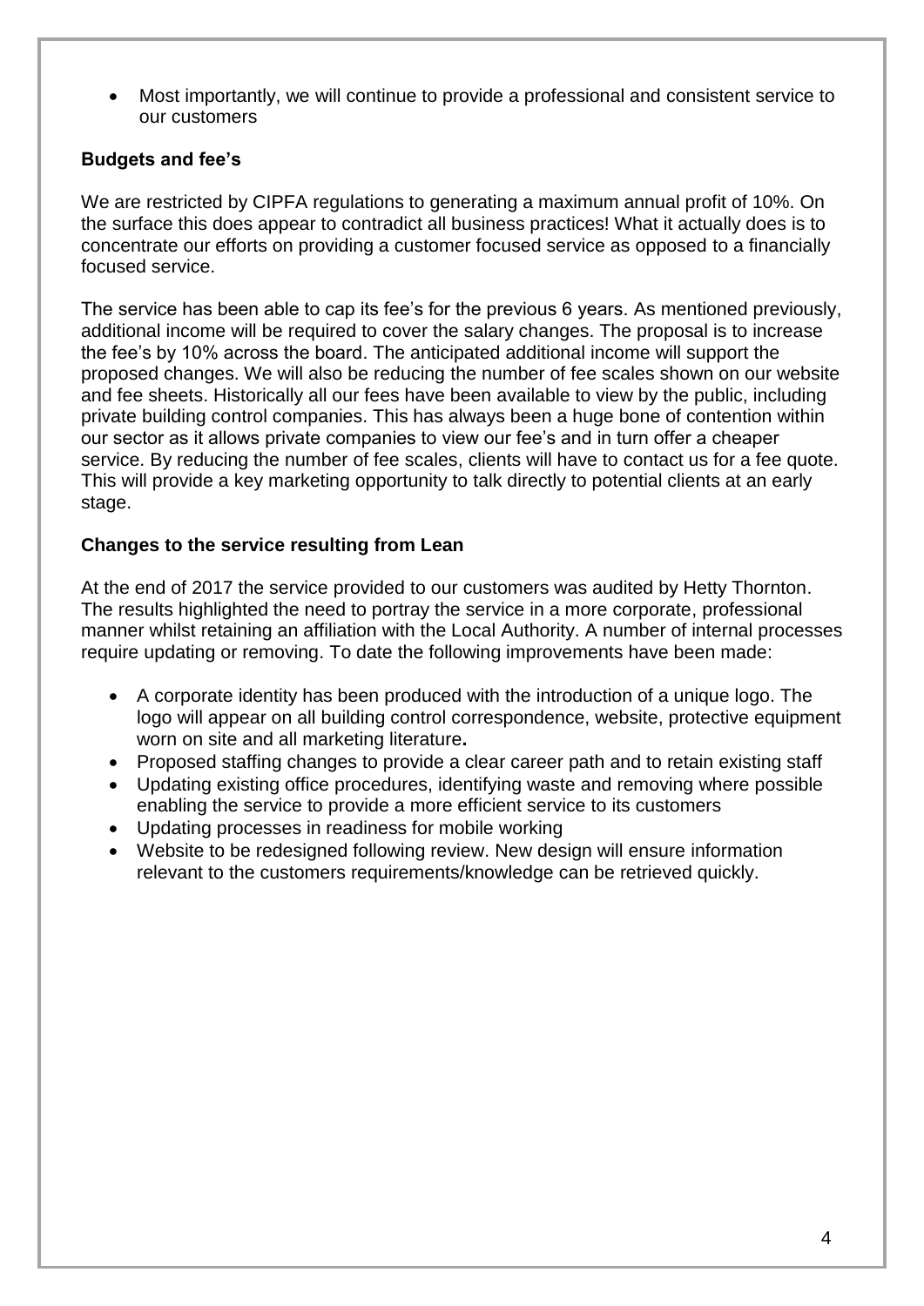- Most importantly, we will continue to provide a professional and consistent service to our customers

### Budgets and fee's

We are restricted by CIPFA regulations to generating a maximum annual profit of 10%. On the surface this does appear to contradict all business practices! What it actually does is to concentrate our efforts on providing a customer focused service as opposed to a financially focused service.

The service has been able to cap its fee's for the previous 6 years. As mentioned previously, additional income will be required to cover the salary changes. The proposal is to increase the fee's by 10% across the board. The anticipated additional income will support the proposed changes. We will also be reducing the number of fee scales shown on our website and fee sheets. Historically all our fees have been available to view by the public, including private building control companies. This has always been a huge bone of contention within our sector as it allows private companies to view our fee's and in turn offer a cheaper service. By reducing the number of fee scales, clients will have to contact us for a fee quote. This will provide a key marketing opportunity to talk directly to potential clients at an early stage.

### Changes to the service resulting from Lean

At the end of 2017 the service provided to our customers was audited by Hetty Thornton. The results highlighted the need to portray the service in a more corporate, professional manner whilst retaining an affiliation with the Local Authority. A number of internal processes require updating or removing. To date the following improvements have been made:

- A corporate identity has been produced with the introduction of a unique logo. The logo will appear on all building control correspondence, website, protective equipment worn on site and all marketing literature**.**
- Proposed staffing changes to provide a clear career path and to retain existing staff
- Updating existing office procedures, identifying waste and removing where possible enabling the service to provide a more efficient service to its customers
- Updating processes in readiness for mobile working
- Website to be redesigned following review. New design will ensure information relevant to the customers requirements/knowledge can be retrieved quickly.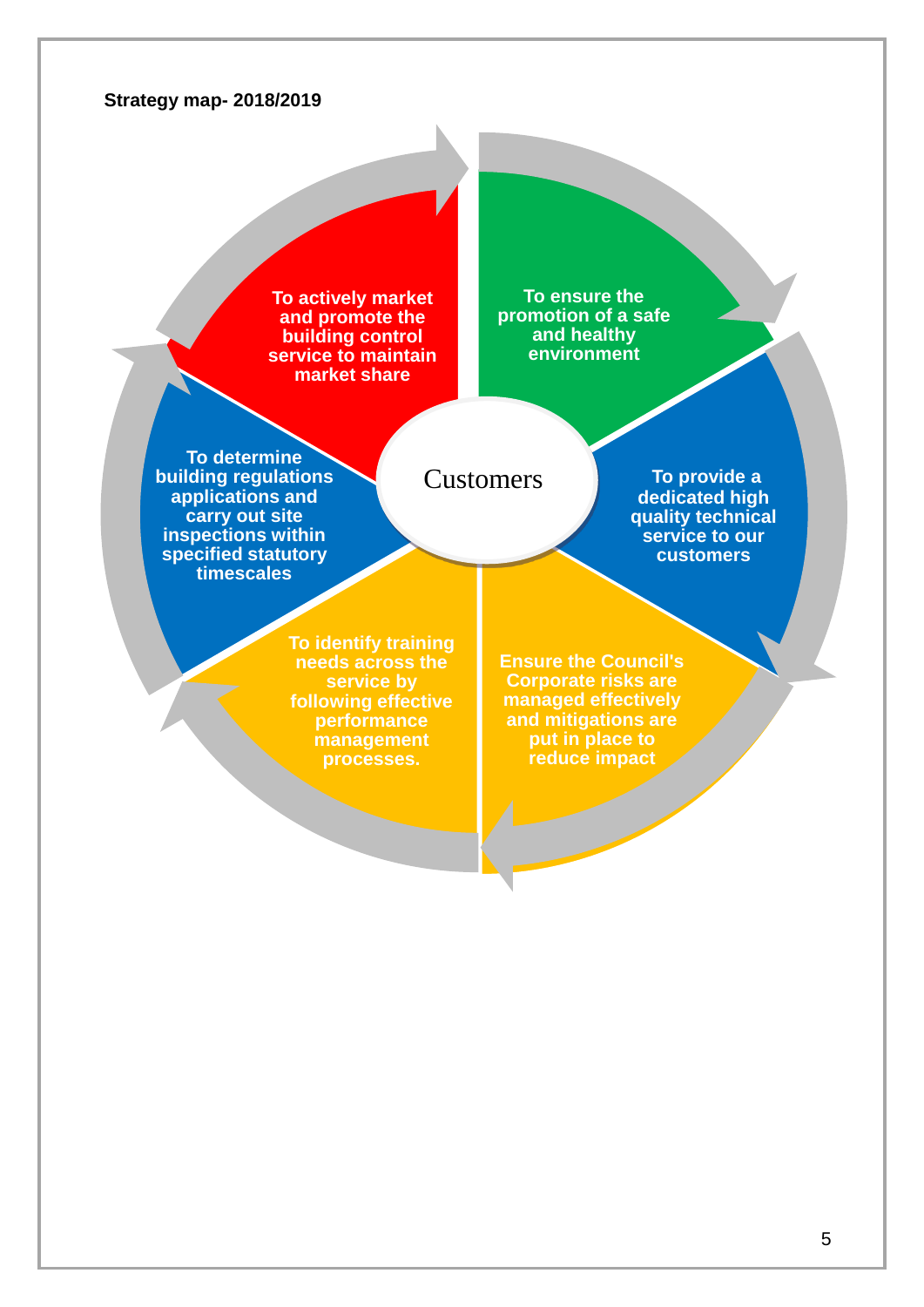**Strategy map- 2018/2019**

Customers

- To actively market and promote the building control service to maintain market share
- To ensure the promotion of a safe and healthy environment
- To provide a dedicated high quality technical service to our customers
- Ensure the Council's Corporate risks are managed effectively and mitigations are put in place to reduce impact
- To identify training needs across the service by following effective performance management processes.
- To determine building regulations applications and carry out site inspections within specified statutory timescales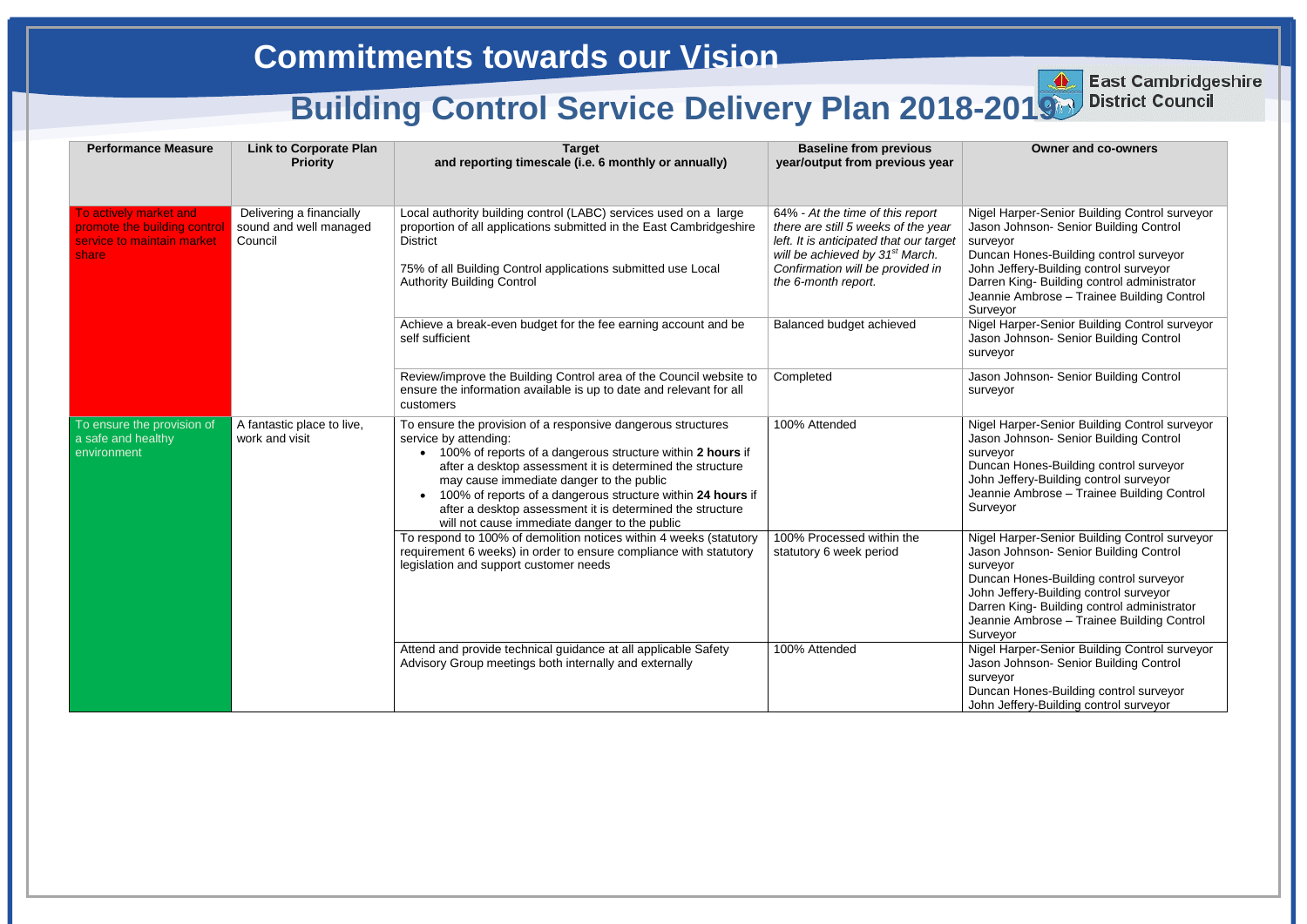# Commitments towards our Vision

## Building Control Service Delivery Plan 2018-2019

East Cambridgeshire District Council

| Performance Measure | Link to Corporate Plan Priority | Target and reporting timescale (i.e. 6 monthly or annually) | Baseline from previous year/output from previous year | Owner and co-owners |
|---|---|---|---|---|
| To actively market and promote the building control service to maintain market share | Delivering a financially sound and well managed Council | Local authority building control (LABC) services used on a large proportion of all applications submitted in the East Cambridgeshire District<br><br>75% of all Building Control applications submitted use Local Authority Building Control | 64% - *At the time of this report there are still 5 weeks of the year left. It is anticipated that our target will be achieved by 31st March. Confirmation will be provided in the 6-month report.* | Nigel Harper-Senior Building Control surveyor<br>Jason Johnson- Senior Building Control surveyor<br>Duncan Hones-Building control surveyor<br>John Jeffery-Building control surveyor<br>Darren King- Building control administrator<br>Jeannie Ambrose – Trainee Building Control Surveyor |
| | | Achieve a break-even budget for the fee earning account and be self sufficient | Balanced budget achieved | Nigel Harper-Senior Building Control surveyor<br>Jason Johnson- Senior Building Control surveyor |
| | | Review/improve the Building Control area of the Council website to ensure the information available is up to date and relevant for all customers | Completed | Jason Johnson- Senior Building Control surveyor |
| To ensure the provision of a safe and healthy environment | A fantastic place to live, work and visit | To ensure the provision of a responsive dangerous structures service by attending:<br>• 100% of reports of a dangerous structure within **2 hours** if after a desktop assessment it is determined the structure may cause immediate danger to the public<br>• 100% of reports of a dangerous structure within **24 hours** if after a desktop assessment it is determined the structure will not cause immediate danger to the public | 100% Attended | Nigel Harper-Senior Building Control surveyor<br>Jason Johnson- Senior Building Control surveyor<br>Duncan Hones-Building control surveyor<br>John Jeffery-Building control surveyor<br>Jeannie Ambrose – Trainee Building Control Surveyor |
| | | To respond to 100% of demolition notices within 4 weeks (statutory requirement 6 weeks) in order to ensure compliance with statutory legislation and support customer needs | 100% Processed within the statutory 6 week period | Nigel Harper-Senior Building Control surveyor<br>Jason Johnson- Senior Building Control surveyor<br>Duncan Hones-Building control surveyor<br>John Jeffery-Building control surveyor<br>Darren King- Building control administrator<br>Jeannie Ambrose – Trainee Building Control Surveyor |
| | | Attend and provide technical guidance at all applicable Safety Advisory Group meetings both internally and externally | 100% Attended | Nigel Harper-Senior Building Control surveyor<br>Jason Johnson- Senior Building Control surveyor<br>Duncan Hones-Building control surveyor<br>John Jeffery-Building control surveyor |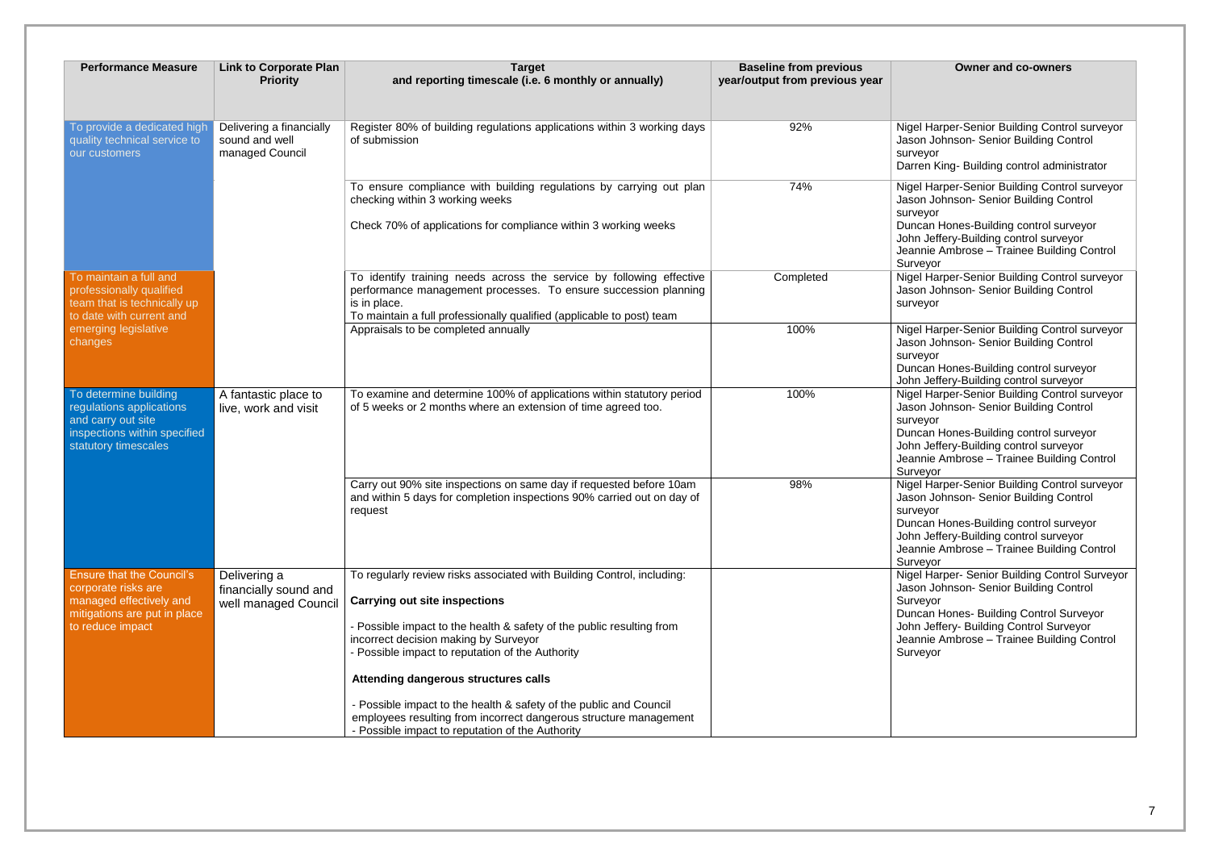| Performance Measure | Link to Corporate Plan Priority | Target and reporting timescale (i.e. 6 monthly or annually) | Baseline from previous year/output from previous year | Owner and co-owners |
|---|---|---|---|---|
| To provide a dedicated high quality technical service to our customers | Delivering a financially sound and well managed Council | Register 80% of building regulations applications within 3 working days of submission | 92% | Nigel Harper-Senior Building Control surveyor<br>Jason Johnson- Senior Building Control surveyor<br>Darren King- Building control administrator |
| | | To ensure compliance with building regulations by carrying out plan checking within 3 working weeks<br><br>Check 70% of applications for compliance within 3 working weeks | 74% | Nigel Harper-Senior Building Control surveyor<br>Jason Johnson- Senior Building Control surveyor<br>Duncan Hones-Building control surveyor<br>John Jeffery-Building control surveyor<br>Jeannie Ambrose – Trainee Building Control Surveyor |
| To maintain a full and professionally qualified team that is technically up to date with current and emerging legislative changes | | To identify training needs across the service by following effective performance management processes. To ensure succession planning is in place.<br>To maintain a full professionally qualified (applicable to post) team | Completed | Nigel Harper-Senior Building Control surveyor<br>Jason Johnson- Senior Building Control surveyor |
| | | Appraisals to be completed annually | 100% | Nigel Harper-Senior Building Control surveyor<br>Jason Johnson- Senior Building Control surveyor<br>Duncan Hones-Building control surveyor<br>John Jeffery-Building control surveyor |
| To determine building regulations applications and carry out site inspections within specified statutory timescales | A fantastic place to live, work and visit | To examine and determine 100% of applications within statutory period of 5 weeks or 2 months where an extension of time agreed too. | 100% | Nigel Harper-Senior Building Control surveyor<br>Jason Johnson- Senior Building Control surveyor<br>Duncan Hones-Building control surveyor<br>John Jeffery-Building control surveyor<br>Jeannie Ambrose – Trainee Building Control Surveyor |
| | | Carry out 90% site inspections on same day if requested before 10am and within 5 days for completion inspections 90% carried out on day of request | 98% | Nigel Harper-Senior Building Control surveyor<br>Jason Johnson- Senior Building Control surveyor<br>Duncan Hones-Building control surveyor<br>John Jeffery-Building control surveyor<br>Jeannie Ambrose – Trainee Building Control Surveyor |
| Ensure that the Council's corporate risks are managed effectively and mitigations are put in place to reduce impact | Delivering a financially sound and well managed Council | To regularly review risks associated with Building Control, including:<br><br>**Carrying out site inspections**<br><br>- Possible impact to the health & safety of the public resulting from incorrect decision making by Surveyor<br>- Possible impact to reputation of the Authority<br><br>**Attending dangerous structures calls**<br><br>- Possible impact to the health & safety of the public and Council employees resulting from incorrect dangerous structure management<br>- Possible impact to reputation of the Authority | | Nigel Harper- Senior Building Control Surveyor<br>Jason Johnson- Senior Building Control Surveyor<br>Duncan Hones- Building Control Surveyor<br>John Jeffery- Building Control Surveyor<br>Jeannie Ambrose – Trainee Building Control Surveyor |